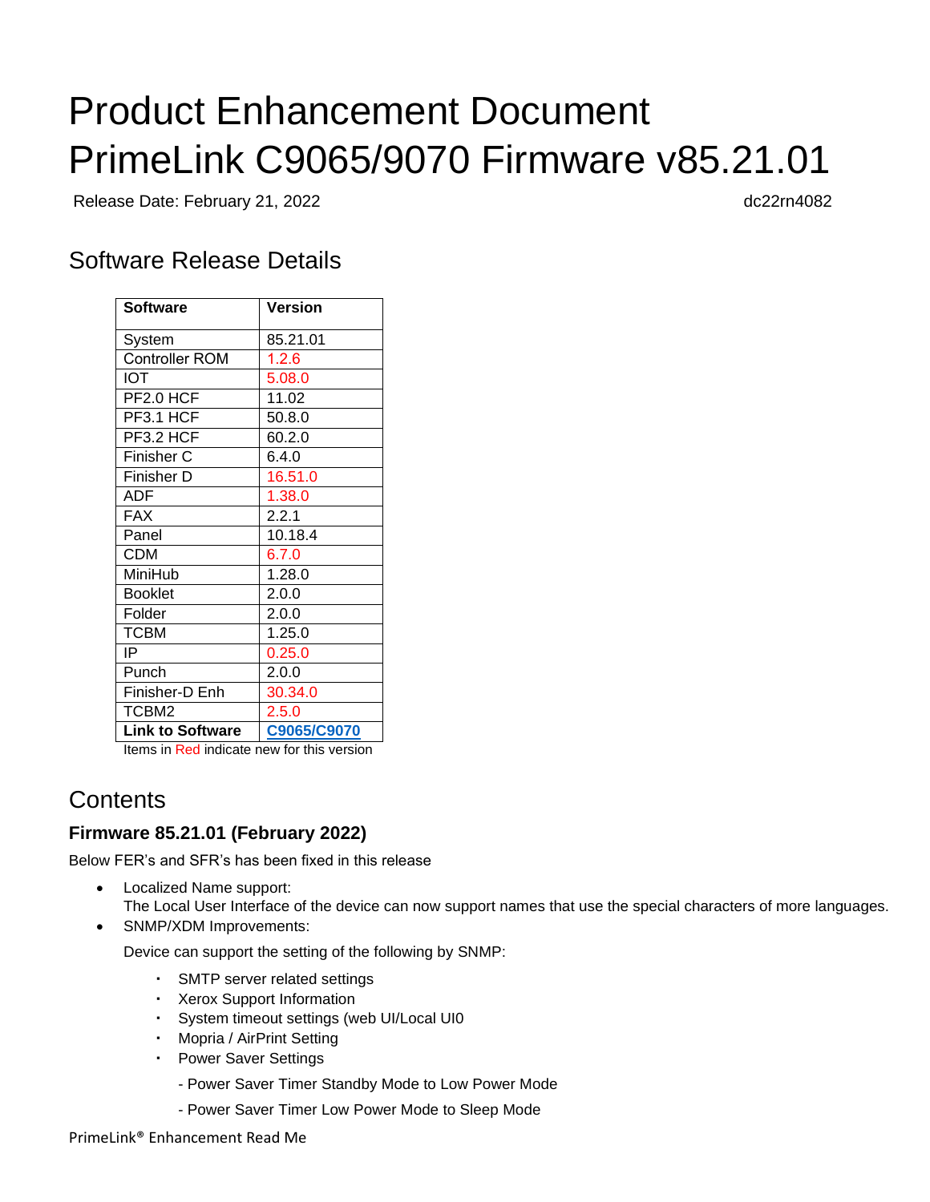# Product Enhancement Document PrimeLink C9065/9070 Firmware v85.21.01

Release Date: February 21, 2022 dc22rn4082

## Software Release Details

| Software | Version |
|---|---|
| System | 85.21.01 |
| Controller ROM | 1.2.6 |
| IOT | 5.08.0 |
| PF2.0 HCF | 11.02 |
| PF3.1 HCF | 50.8.0 |
| PF3.2 HCF | 60.2.0 |
| Finisher C | 6.4.0 |
| Finisher D | 16.51.0 |
| ADF | 1.38.0 |
| FAX | 2.2.1 |
| Panel | 10.18.4 |
| CDM | 6.7.0 |
| MiniHub | 1.28.0 |
| Booklet | 2.0.0 |
| Folder | 2.0.0 |
| TCBM | 1.25.0 |
| IP | 0.25.0 |
| Punch | 2.0.0 |
| Finisher-D Enh | 30.34.0 |
| TCBM2 | 2.5.0 |
| **Link to Software** | **C9065/C9070** |

Items in Red indicate new for this version

## Contents

### Firmware 85.21.01 (February 2022)

Below FER's and SFR's has been fixed in this release

- Localized Name support:
  The Local User Interface of the device can now support names that use the special characters of more languages.
- SNMP/XDM Improvements:

  Device can support the setting of the following by SNMP:

  - SMTP server related settings
  - Xerox Support Information
  - System timeout settings (web UI/Local UI0
  - Mopria / AirPrint Setting
  - Power Saver Settings

    - Power Saver Timer Standby Mode to Low Power Mode

    - Power Saver Timer Low Power Mode to Sleep Mode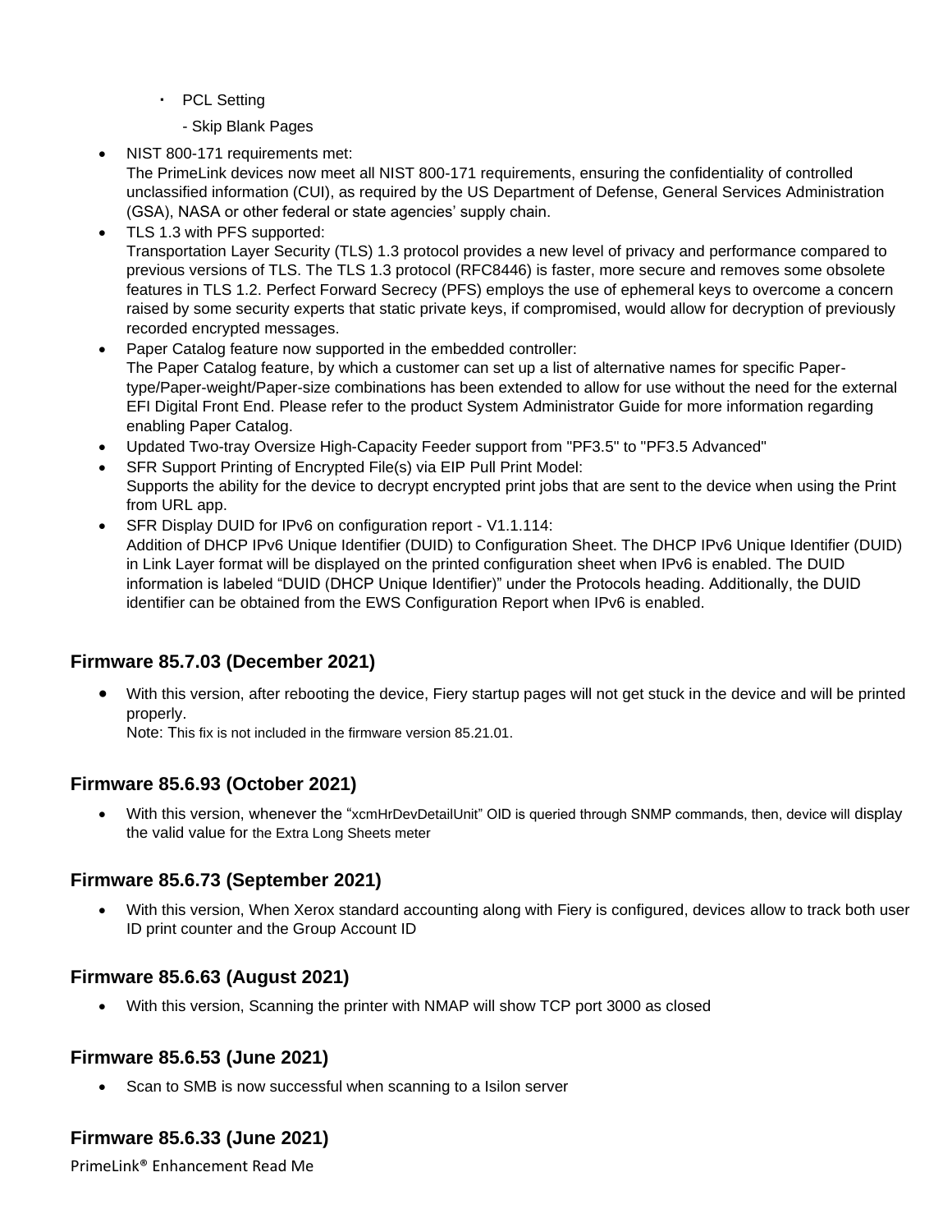- PCL Setting
  - Skip Blank Pages

- NIST 800-171 requirements met:
  The PrimeLink devices now meet all NIST 800-171 requirements, ensuring the confidentiality of controlled unclassified information (CUI), as required by the US Department of Defense, General Services Administration (GSA), NASA or other federal or state agencies' supply chain.
- TLS 1.3 with PFS supported:
  Transportation Layer Security (TLS) 1.3 protocol provides a new level of privacy and performance compared to previous versions of TLS. The TLS 1.3 protocol (RFC8446) is faster, more secure and removes some obsolete features in TLS 1.2. Perfect Forward Secrecy (PFS) employs the use of ephemeral keys to overcome a concern raised by some security experts that static private keys, if compromised, would allow for decryption of previously recorded encrypted messages.
- Paper Catalog feature now supported in the embedded controller:
  The Paper Catalog feature, by which a customer can set up a list of alternative names for specific Paper-type/Paper-weight/Paper-size combinations has been extended to allow for use without the need for the external EFI Digital Front End. Please refer to the product System Administrator Guide for more information regarding enabling Paper Catalog.
- Updated Two-tray Oversize High-Capacity Feeder support from "PF3.5" to "PF3.5 Advanced"
- SFR Support Printing of Encrypted File(s) via EIP Pull Print Model:
  Supports the ability for the device to decrypt encrypted print jobs that are sent to the device when using the Print from URL app.
- SFR Display DUID for IPv6 on configuration report - V1.1.114:
  Addition of DHCP IPv6 Unique Identifier (DUID) to Configuration Sheet. The DHCP IPv6 Unique Identifier (DUID) in Link Layer format will be displayed on the printed configuration sheet when IPv6 is enabled. The DUID information is labeled "DUID (DHCP Unique Identifier)" under the Protocols heading. Additionally, the DUID identifier can be obtained from the EWS Configuration Report when IPv6 is enabled.

### Firmware 85.7.03 (December 2021)

- With this version, after rebooting the device, Fiery startup pages will not get stuck in the device and will be printed properly.
  Note: This fix is not included in the firmware version 85.21.01.

### Firmware 85.6.93 (October 2021)

- With this version, whenever the "xcmHrDevDetailUnit" OID is queried through SNMP commands, then, device will display the valid value for the Extra Long Sheets meter

### Firmware 85.6.73 (September 2021)

- With this version, When Xerox standard accounting along with Fiery is configured, devices allow to track both user ID print counter and the Group Account ID

### Firmware 85.6.63 (August 2021)

- With this version, Scanning the printer with NMAP will show TCP port 3000 as closed

### Firmware 85.6.53 (June 2021)

- Scan to SMB is now successful when scanning to a Isilon server

### Firmware 85.6.33 (June 2021)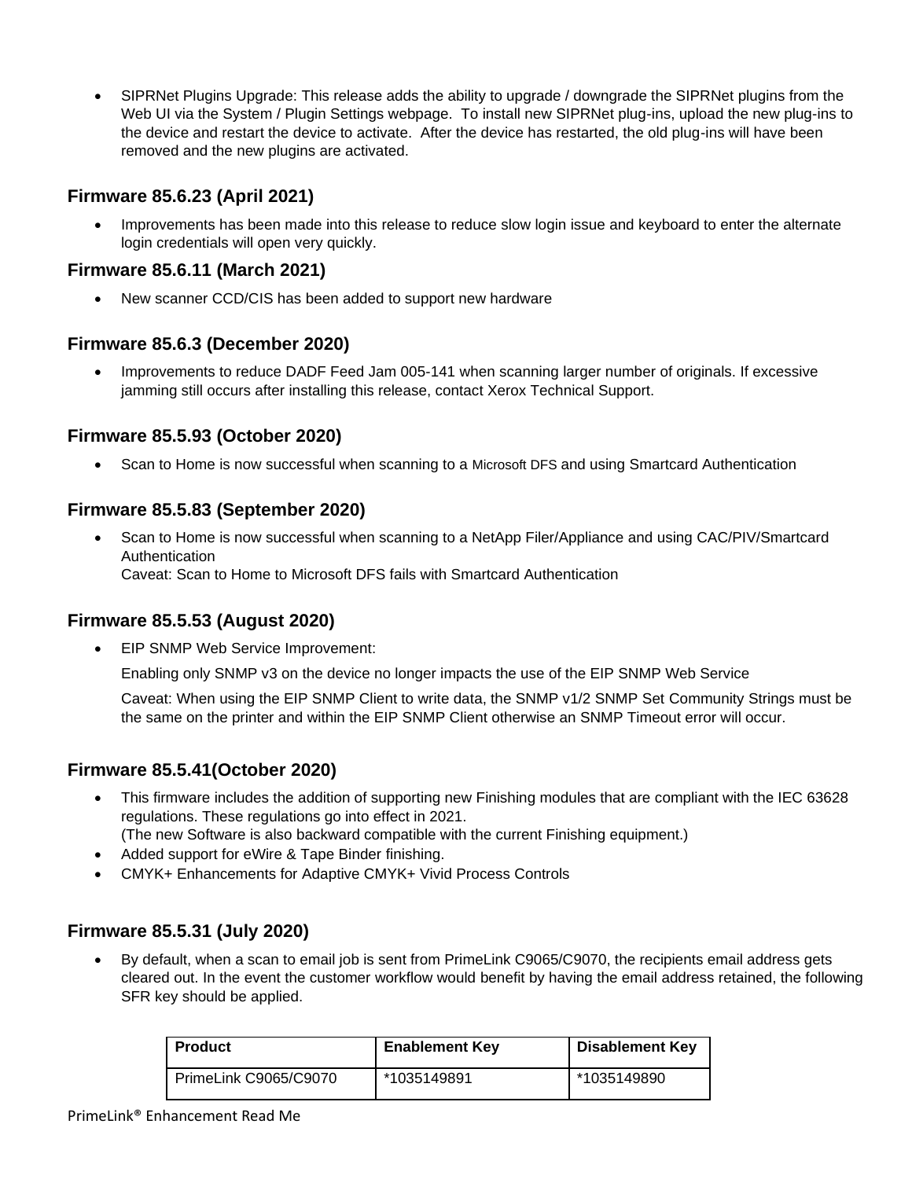- SIPRNet Plugins Upgrade: This release adds the ability to upgrade / downgrade the SIPRNet plugins from the Web UI via the System / Plugin Settings webpage. To install new SIPRNet plug-ins, upload the new plug-ins to the device and restart the device to activate. After the device has restarted, the old plug-ins will have been removed and the new plugins are activated.

### Firmware 85.6.23 (April 2021)

- Improvements has been made into this release to reduce slow login issue and keyboard to enter the alternate login credentials will open very quickly.

### Firmware 85.6.11 (March 2021)

- New scanner CCD/CIS has been added to support new hardware

### Firmware 85.6.3 (December 2020)

- Improvements to reduce DADF Feed Jam 005-141 when scanning larger number of originals. If excessive jamming still occurs after installing this release, contact Xerox Technical Support.

### Firmware 85.5.93 (October 2020)

- Scan to Home is now successful when scanning to a Microsoft DFS and using Smartcard Authentication

### Firmware 85.5.83 (September 2020)

- Scan to Home is now successful when scanning to a NetApp Filer/Appliance and using CAC/PIV/Smartcard Authentication
  Caveat: Scan to Home to Microsoft DFS fails with Smartcard Authentication

### Firmware 85.5.53 (August 2020)

- EIP SNMP Web Service Improvement:

  Enabling only SNMP v3 on the device no longer impacts the use of the EIP SNMP Web Service

  Caveat: When using the EIP SNMP Client to write data, the SNMP v1/2 SNMP Set Community Strings must be the same on the printer and within the EIP SNMP Client otherwise an SNMP Timeout error will occur.

### Firmware 85.5.41(October 2020)

- This firmware includes the addition of supporting new Finishing modules that are compliant with the IEC 63628 regulations. These regulations go into effect in 2021.
  (The new Software is also backward compatible with the current Finishing equipment.)
- Added support for eWire & Tape Binder finishing.
- CMYK+ Enhancements for Adaptive CMYK+ Vivid Process Controls

### Firmware 85.5.31 (July 2020)

- By default, when a scan to email job is sent from PrimeLink C9065/C9070, the recipients email address gets cleared out. In the event the customer workflow would benefit by having the email address retained, the following SFR key should be applied.

| Product | Enablement Key | Disablement Key |
|---|---|---|
| PrimeLink C9065/C9070 | *1035149891 | *1035149890 |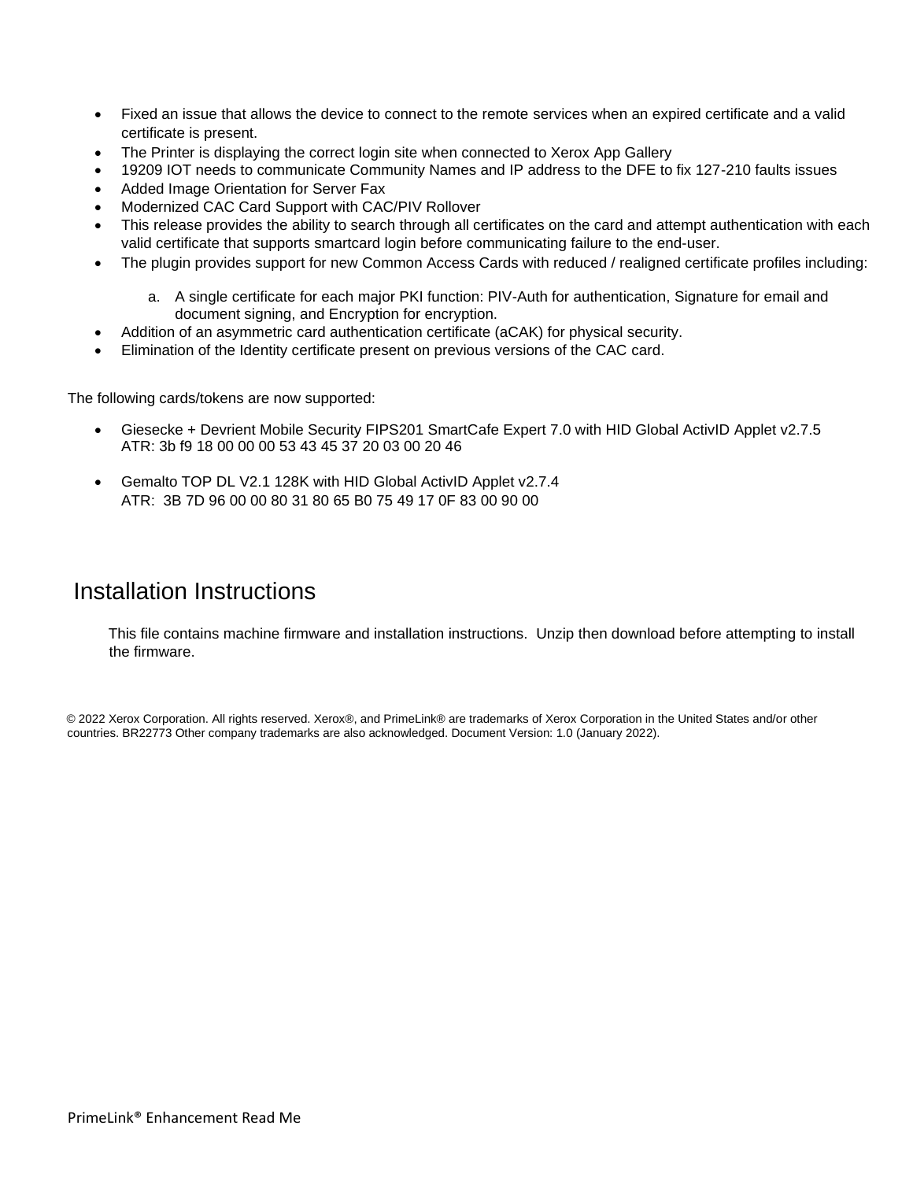- Fixed an issue that allows the device to connect to the remote services when an expired certificate and a valid certificate is present.
- The Printer is displaying the correct login site when connected to Xerox App Gallery
- 19209 IOT needs to communicate Community Names and IP address to the DFE to fix 127-210 faults issues
- Added Image Orientation for Server Fax
- Modernized CAC Card Support with CAC/PIV Rollover
- This release provides the ability to search through all certificates on the card and attempt authentication with each valid certificate that supports smartcard login before communicating failure to the end-user.
- The plugin provides support for new Common Access Cards with reduced / realigned certificate profiles including:

    a. A single certificate for each major PKI function: PIV-Auth for authentication, Signature for email and document signing, and Encryption for encryption.
- Addition of an asymmetric card authentication certificate (aCAK) for physical security.
- Elimination of the Identity certificate present on previous versions of the CAC card.

The following cards/tokens are now supported:

- Giesecke + Devrient Mobile Security FIPS201 SmartCafe Expert 7.0 with HID Global ActivID Applet v2.7.5
  ATR: 3b f9 18 00 00 00 53 43 45 37 20 03 00 20 46

- Gemalto TOP DL V2.1 128K with HID Global ActivID Applet v2.7.4
  ATR: 3B 7D 96 00 00 80 31 80 65 B0 75 49 17 0F 83 00 90 00

# Installation Instructions

This file contains machine firmware and installation instructions. Unzip then download before attempting to install the firmware.

© 2022 Xerox Corporation. All rights reserved. Xerox®, and PrimeLink® are trademarks of Xerox Corporation in the United States and/or other countries. BR22773 Other company trademarks are also acknowledged. Document Version: 1.0 (January 2022).